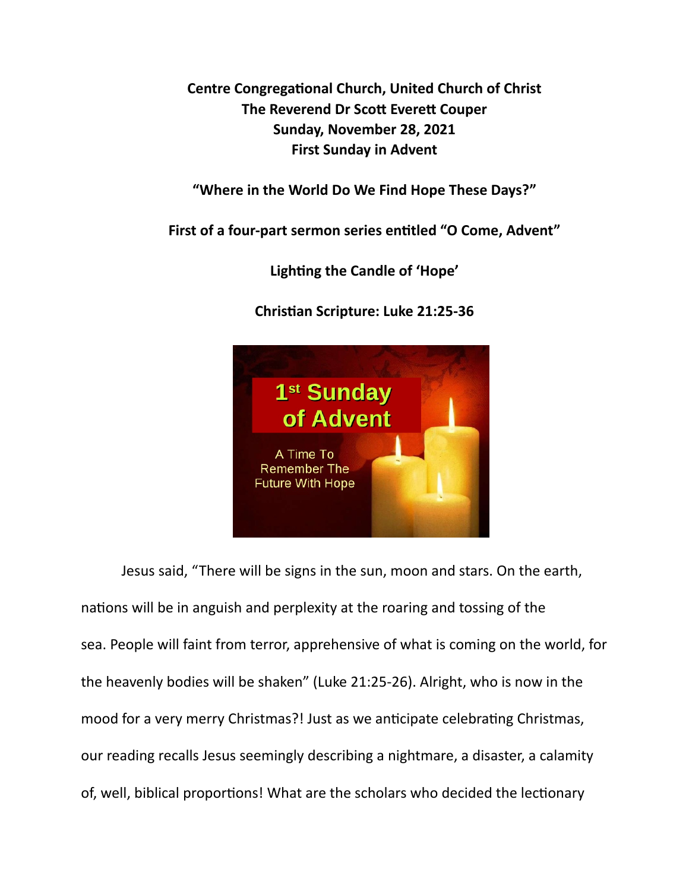**Centre Congregational Church, United Church of Christ**
**The Reverend Dr Scott Everett Couper**
**Sunday, November 28, 2021**
**First Sunday in Advent**

**"Where in the World Do We Find Hope These Days?"**

**First of a four-part sermon series entitled "O Come, Advent"**

**Lighting the Candle of 'Hope'**

**Christian Scripture: Luke 21:25-36**

1st Sunday of Advent

A Time To Remember The Future With Hope

Jesus said, "There will be signs in the sun, moon and stars. On the earth, nations will be in anguish and perplexity at the roaring and tossing of the sea. People will faint from terror, apprehensive of what is coming on the world, for the heavenly bodies will be shaken" (Luke 21:25-26). Alright, who is now in the mood for a very merry Christmas?! Just as we anticipate celebrating Christmas, our reading recalls Jesus seemingly describing a nightmare, a disaster, a calamity of, well, biblical proportions! What are the scholars who decided the lectionary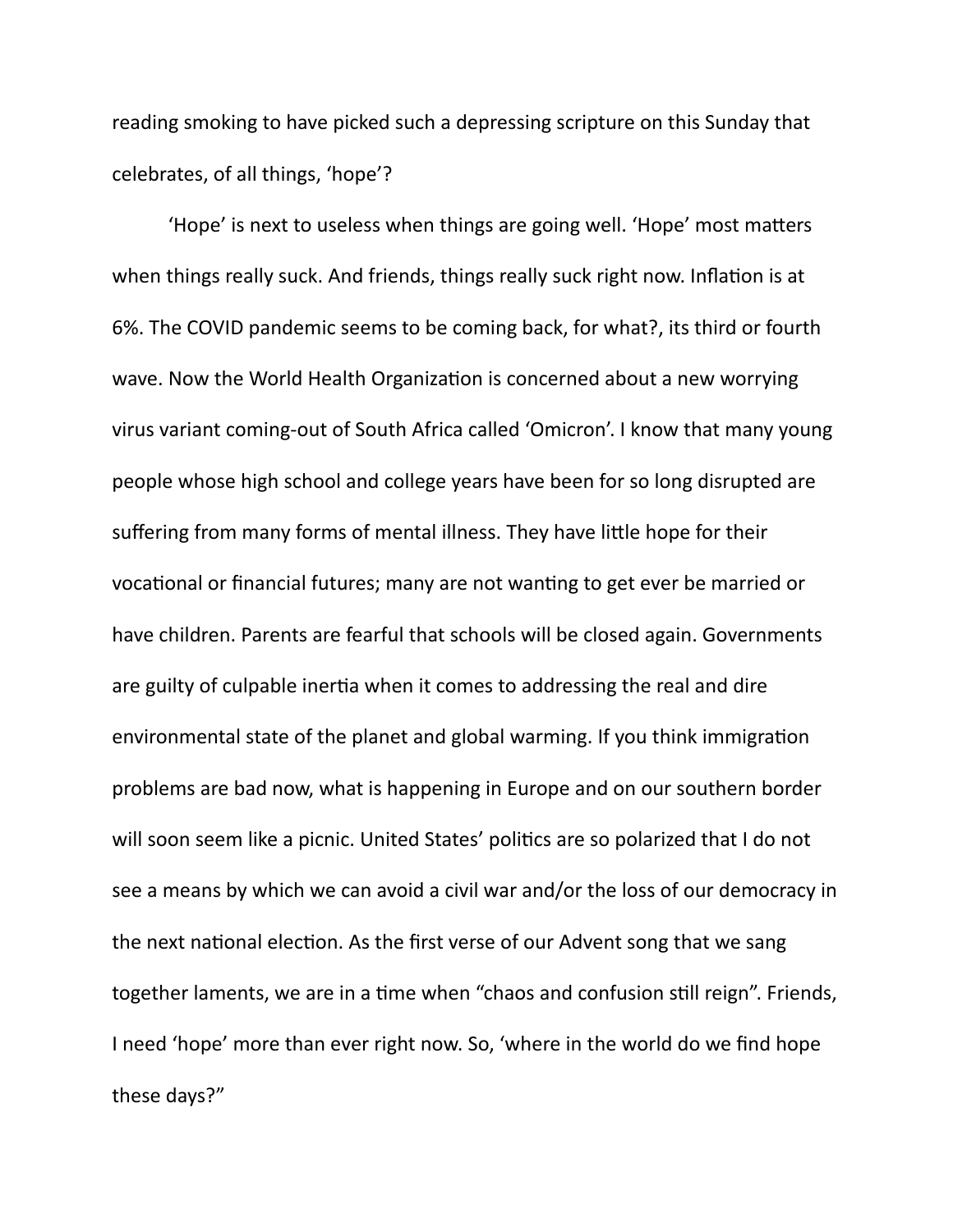reading smoking to have picked such a depressing scripture on this Sunday that celebrates, of all things, 'hope'?

'Hope' is next to useless when things are going well. 'Hope' most matters when things really suck. And friends, things really suck right now. Inflation is at 6%. The COVID pandemic seems to be coming back, for what?, its third or fourth wave. Now the World Health Organization is concerned about a new worrying virus variant coming-out of South Africa called 'Omicron'. I know that many young people whose high school and college years have been for so long disrupted are suffering from many forms of mental illness. They have little hope for their vocational or financial futures; many are not wanting to get ever be married or have children. Parents are fearful that schools will be closed again. Governments are guilty of culpable inertia when it comes to addressing the real and dire environmental state of the planet and global warming. If you think immigration problems are bad now, what is happening in Europe and on our southern border will soon seem like a picnic. United States' politics are so polarized that I do not see a means by which we can avoid a civil war and/or the loss of our democracy in the next national election. As the first verse of our Advent song that we sang together laments, we are in a time when "chaos and confusion still reign". Friends, I need 'hope' more than ever right now. So, 'where in the world do we find hope these days?"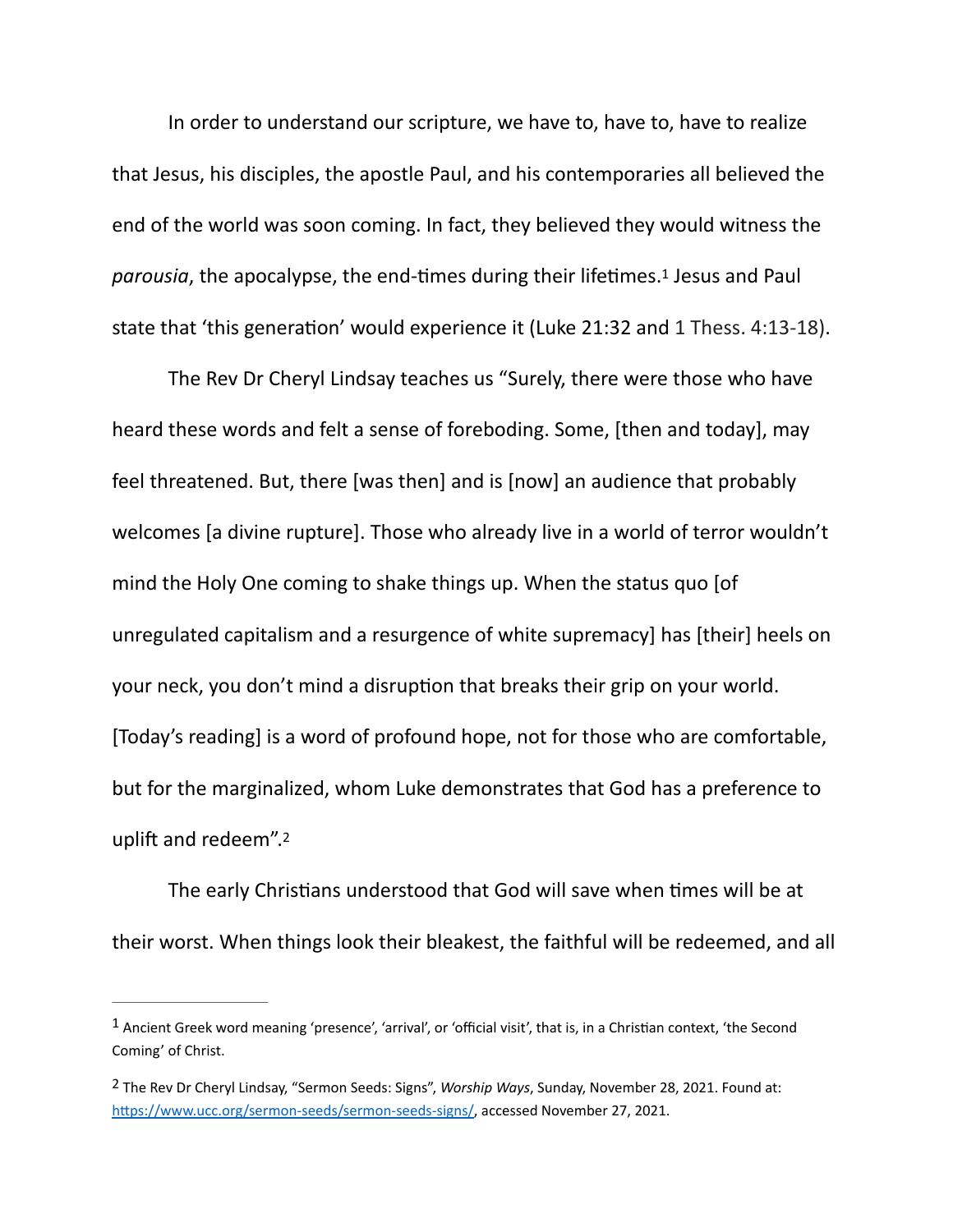In order to understand our scripture, we have to, have to, have to realize that Jesus, his disciples, the apostle Paul, and his contemporaries all believed the end of the world was soon coming. In fact, they believed they would witness the *parousia*, the apocalypse, the end-times during their lifetimes.[1] Jesus and Paul state that 'this generation' would experience it (Luke 21:32 and 1 Thess. 4:13-18).

The Rev Dr Cheryl Lindsay teaches us "Surely, there were those who have heard these words and felt a sense of foreboding. Some, [then and today], may feel threatened. But, there [was then] and is [now] an audience that probably welcomes [a divine rupture]. Those who already live in a world of terror wouldn't mind the Holy One coming to shake things up. When the status quo [of unregulated capitalism and a resurgence of white supremacy] has [their] heels on your neck, you don't mind a disruption that breaks their grip on your world. [Today's reading] is a word of profound hope, not for those who are comfortable, but for the marginalized, whom Luke demonstrates that God has a preference to uplift and redeem".[2]

The early Christians understood that God will save when times will be at their worst. When things look their bleakest, the faithful will be redeemed, and all

---

[1] Ancient Greek word meaning 'presence', 'arrival', or 'official visit', that is, in a Christian context, 'the Second Coming' of Christ.

[2] The Rev Dr Cheryl Lindsay, "Sermon Seeds: Signs", *Worship Ways*, Sunday, November 28, 2021. Found at: https://www.ucc.org/sermon-seeds/sermon-seeds-signs/, accessed November 27, 2021.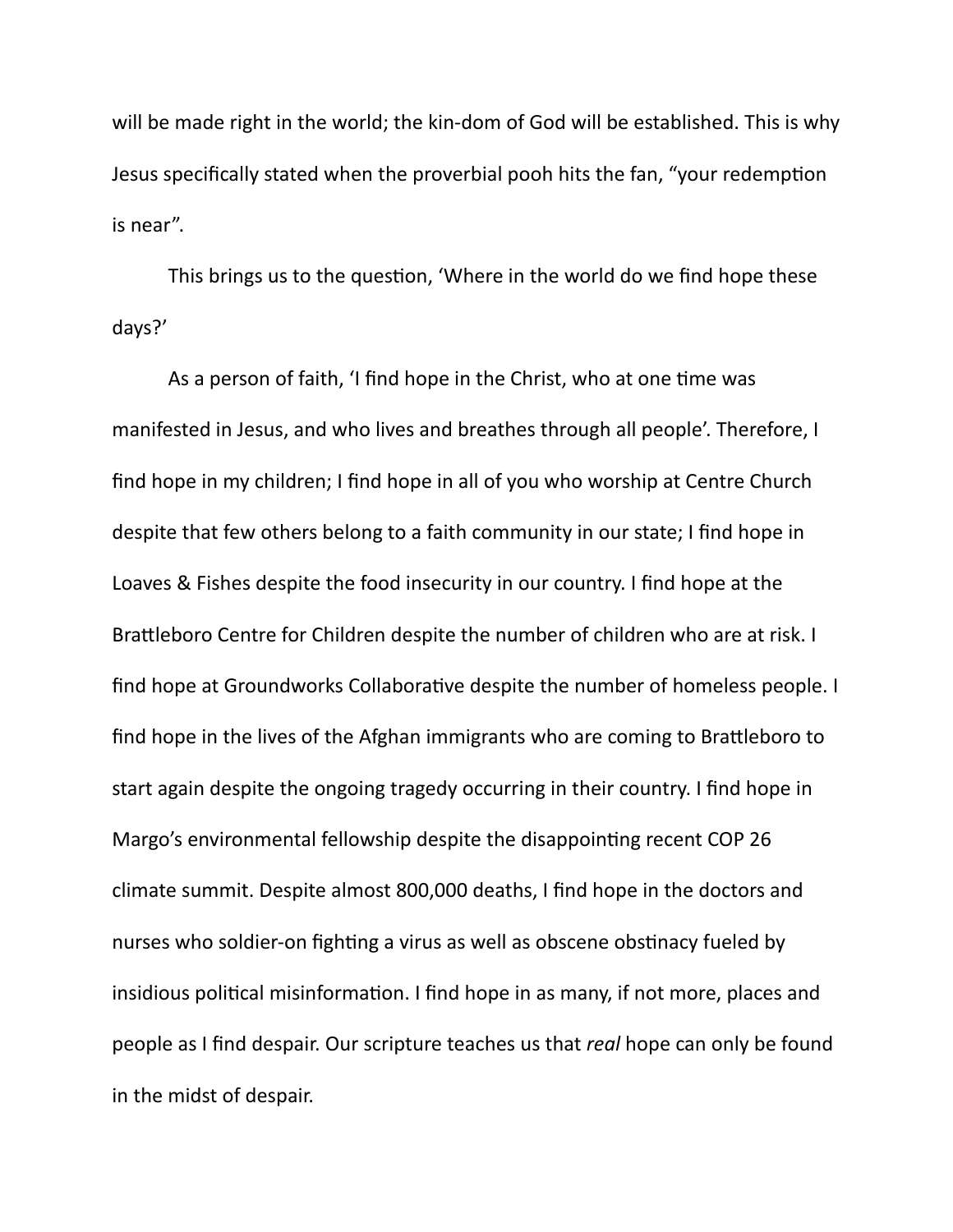will be made right in the world; the kin-dom of God will be established. This is why Jesus specifically stated when the proverbial pooh hits the fan, “your redemption is near”.

This brings us to the question, ‘Where in the world do we find hope these days?’

As a person of faith, ‘I find hope in the Christ, who at one time was manifested in Jesus, and who lives and breathes through all people’. Therefore, I find hope in my children; I find hope in all of you who worship at Centre Church despite that few others belong to a faith community in our state; I find hope in Loaves & Fishes despite the food insecurity in our country. I find hope at the Brattleboro Centre for Children despite the number of children who are at risk. I find hope at Groundworks Collaborative despite the number of homeless people. I find hope in the lives of the Afghan immigrants who are coming to Brattleboro to start again despite the ongoing tragedy occurring in their country. I find hope in Margo’s environmental fellowship despite the disappointing recent COP 26 climate summit. Despite almost 800,000 deaths, I find hope in the doctors and nurses who soldier-on fighting a virus as well as obscene obstinacy fueled by insidious political misinformation. I find hope in as many, if not more, places and people as I find despair. Our scripture teaches us that *real* hope can only be found in the midst of despair.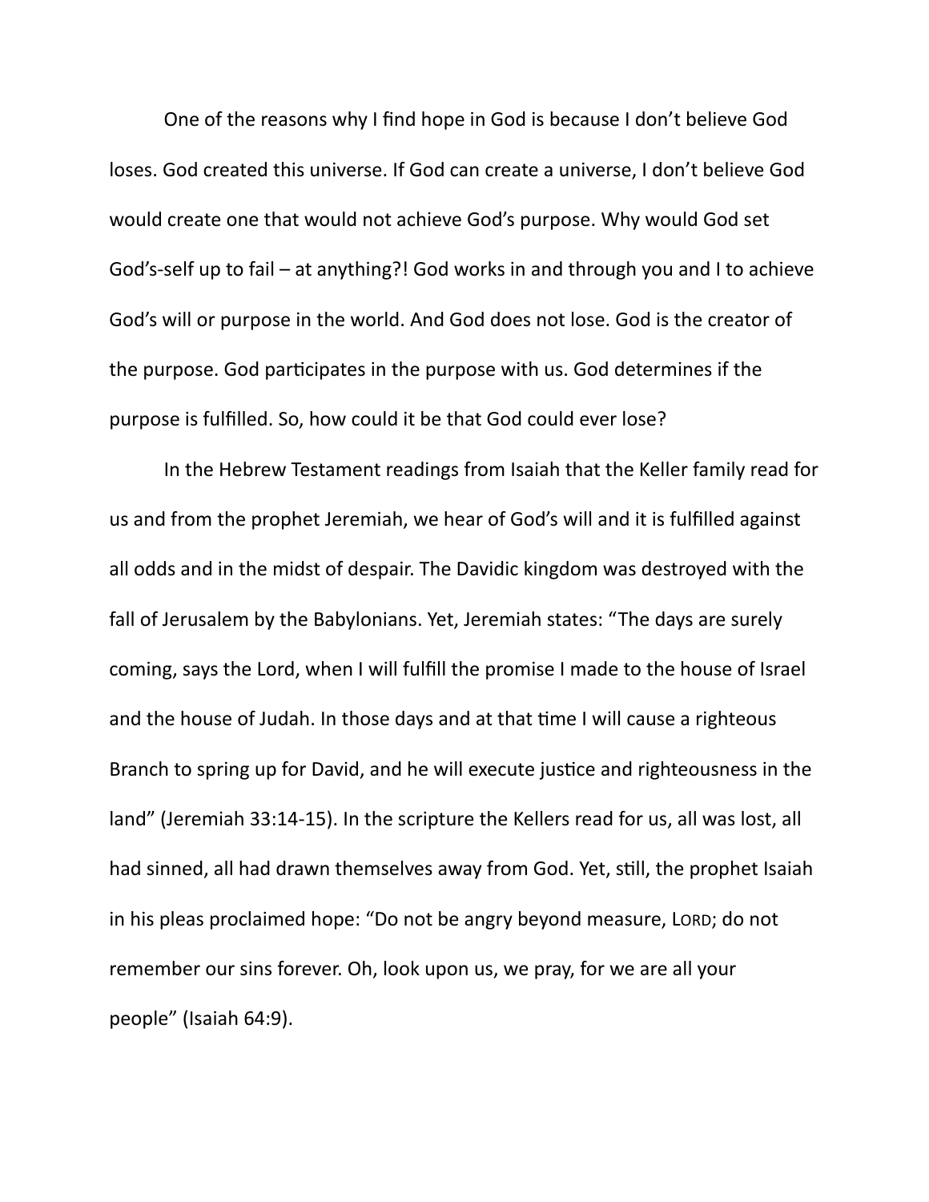One of the reasons why I find hope in God is because I don't believe God loses. God created this universe. If God can create a universe, I don't believe God would create one that would not achieve God's purpose. Why would God set God's-self up to fail – at anything?! God works in and through you and I to achieve God's will or purpose in the world. And God does not lose. God is the creator of the purpose. God participates in the purpose with us. God determines if the purpose is fulfilled. So, how could it be that God could ever lose?

In the Hebrew Testament readings from Isaiah that the Keller family read for us and from the prophet Jeremiah, we hear of God's will and it is fulfilled against all odds and in the midst of despair. The Davidic kingdom was destroyed with the fall of Jerusalem by the Babylonians. Yet, Jeremiah states: "The days are surely coming, says the Lord, when I will fulfill the promise I made to the house of Israel and the house of Judah. In those days and at that time I will cause a righteous Branch to spring up for David, and he will execute justice and righteousness in the land" (Jeremiah 33:14-15). In the scripture the Kellers read for us, all was lost, all had sinned, all had drawn themselves away from God. Yet, still, the prophet Isaiah in his pleas proclaimed hope: "Do not be angry beyond measure, LORD; do not remember our sins forever. Oh, look upon us, we pray, for we are all your people" (Isaiah 64:9).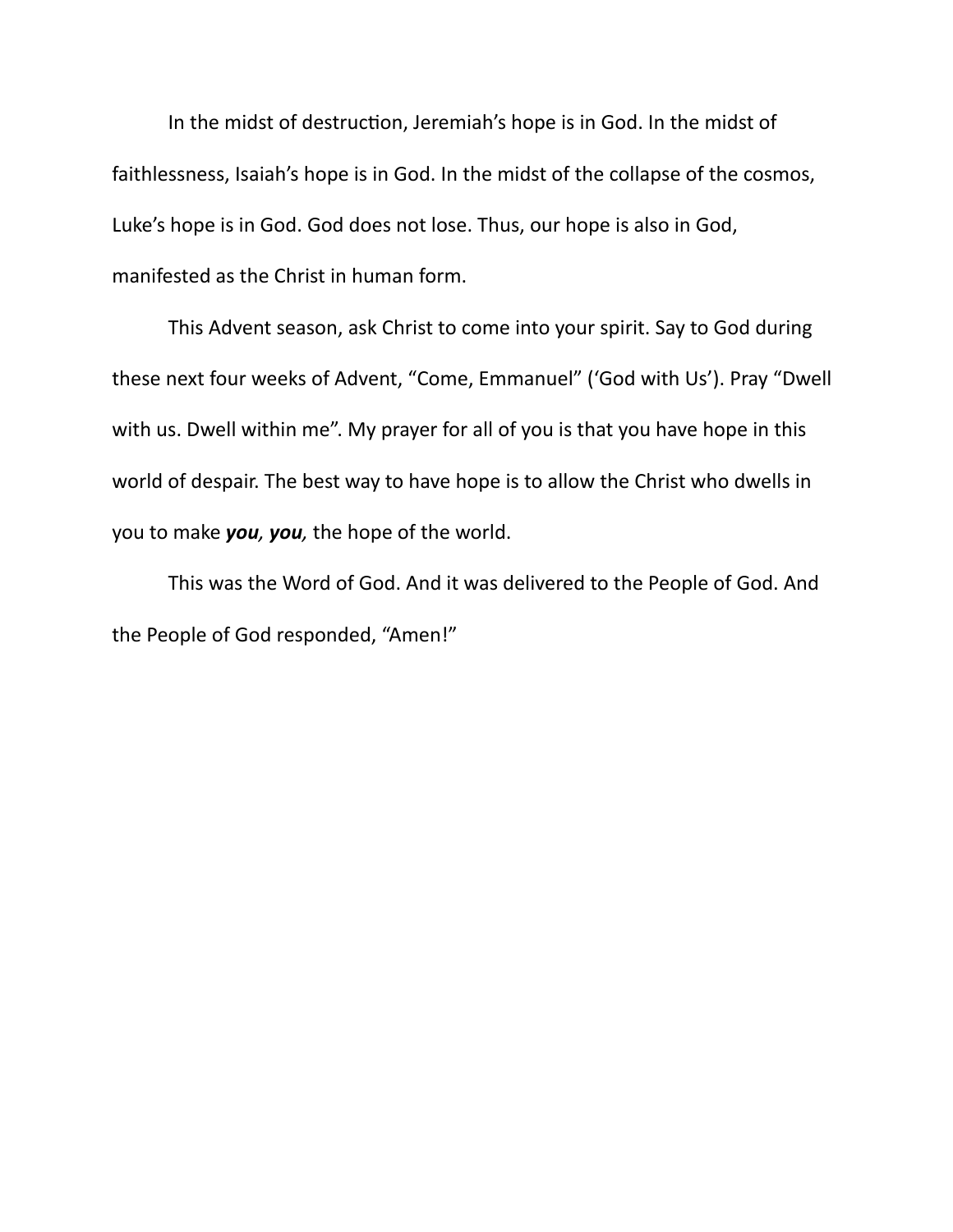In the midst of destruction, Jeremiah's hope is in God. In the midst of faithlessness, Isaiah's hope is in God. In the midst of the collapse of the cosmos, Luke's hope is in God. God does not lose. Thus, our hope is also in God, manifested as the Christ in human form.

This Advent season, ask Christ to come into your spirit. Say to God during these next four weeks of Advent, "Come, Emmanuel" ('God with Us'). Pray "Dwell with us. Dwell within me". My prayer for all of you is that you have hope in this world of despair. The best way to have hope is to allow the Christ who dwells in you to make ***you, you,*** the hope of the world.

This was the Word of God. And it was delivered to the People of God. And the People of God responded, "Amen!"